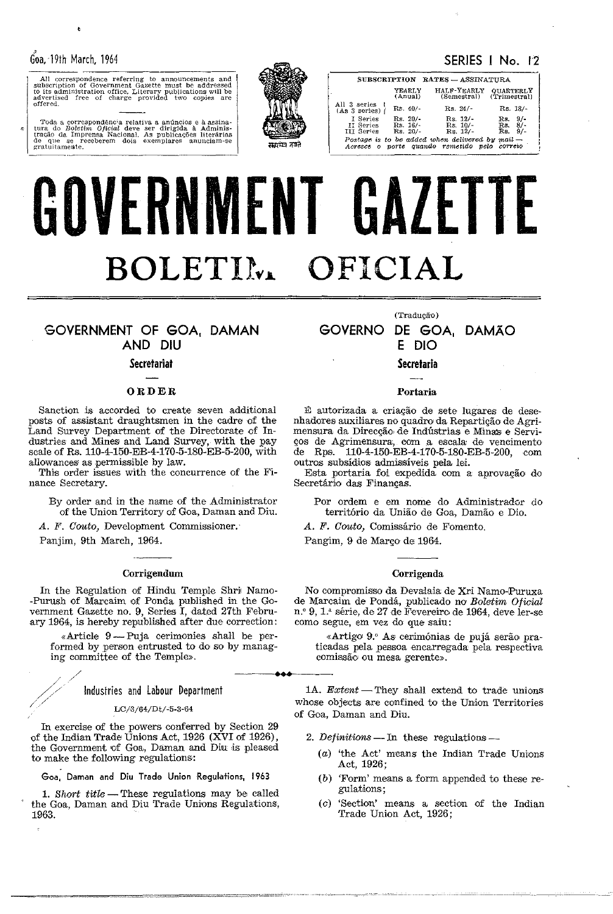Goa, 19th March, 1964

SERIES I No. 12

All correspondence referring to announcements and subscription of Government Gazette must be addressed to its administration office. Literary publications will be advertised free of charge provided two copies are offered.

Toda a correspondência relativa a anúncios e à assinatura do *Boletim Oficial* deve ser dirigida à Administração da Imprensa Nacional. As publicações literárias de que se receberem dois exemplares anunciam-se gratuitamente.

| SUBSCRIPTION RATES — ASSINATURA | YEARLY (Anual) | HALF-YEARLY (Semestral) | QUARTERLY (Trimestral) |
|---|---|---|---|
| All 3 series (As 3 series) | Rs. 40/- | Rs. 24/- | Rs. 18/- |
| I Series | Rs. 20/- | Rs. 12/- | Rs. 9/- |
| II Series | Rs. 16/- | Rs. 10/- | Rs. 8/- |
| III Series | Rs. 20/- | Rs. 12/- | Rs. 9/- |

*Postage is to be added when delivered by mail — Acresce o porte quando remetido pelo correio*

# GOVERNMENT GAZETTE

# BOLETIM OFICIAL

## GOVERNMENT OF GOA, DAMAN AND DIU

### Secretariat

#### ORDER

Sanction is accorded to create seven additional posts of assistant draughtsmen in the cadre of the Land Survey Department of the Directorate of Industries and Mines and Land Survey, with the pay scale of Rs. 110-4-150-EB-4-170-5-180-EB-5-200, with allowances as permissible by law.

This order issues with the concurrence of the Finance Secretary.

By order and in the name of the Administrator of the Union Territory of Goa, Daman and Diu.

*A. F. Couto*, Development Commissioner.

Panjim, 9th March, 1964.

#### Corrigendum

In the Regulation of Hindu Temple Shri Namo-Purush of Marcaim of Ponda published in the Government Gazette no. 9, Series I, dated 27th February 1964, is hereby republished after due correction:

«Article 9 — Puja cerimonies shall be performed by person entrusted to do so by managing committee of the Temple».

(Tradução)

## GOVERNO DE GOA, DAMÃO E DIO

### Secretaria

#### Portaria

É autorizada a criação de sete lugares de desenhadores auxiliares no quadro da Repartição de Agrimensura da Direcção de Indústrias e Minas e Serviços de Agrimensura, com a escala de vencimento de Rps. 110-4-150-EB-4-170-5-180-EB-5-200, com outros subsídios admissíveis pela lei.

Esta portaria foi expedida com a aprovação do Secretário das Finanças.

Por ordem e em nome do Administrador do território da União de Goa, Damão e Dio.

*A. F. Couto*, Comissário de Fomento.

Pangim, 9 de Março de 1964.

#### Corrigenda

No compromisso da Devalaia de Xri Namo-Puruxa de Marcaim de Pondá, publicado no *Boletim Oficial* n.º 9, 1.ª série, de 27 de Fevereiro de 1964, deve ler-se como segue, em vez do que saiu:

«Artigo 9.º As cerimónias de pujá serão praticadas pela pessoa encarregada pela respectiva comissão ou mesa gerente».

### Industries and Labour Department

LC/3/64/Dt/-5-3-64

In exercise of the powers conferred by Section 29 of the Indian Trade Unions Act, 1926 (XVI of 1926), the Government of Goa, Daman and Diu is pleased to make the following regulations:

#### Goa, Daman and Diu Trade Union Regulations, 1963

1. *Short title* — These regulations may be called the Goa, Daman and Diu Trade Unions Regulations, 1963.

1A. *Extent* — They shall extend to trade unions whose objects are confined to the Union Territories of Goa, Daman and Diu.

2. *Definitions* — In these regulations —

   (*a*) 'the Act' means the Indian Trade Unions Act, 1926;

   (*b*) 'Form' means a form appended to these regulations;

   (*c*) 'Section' means a section of the Indian Trade Union Act, 1926;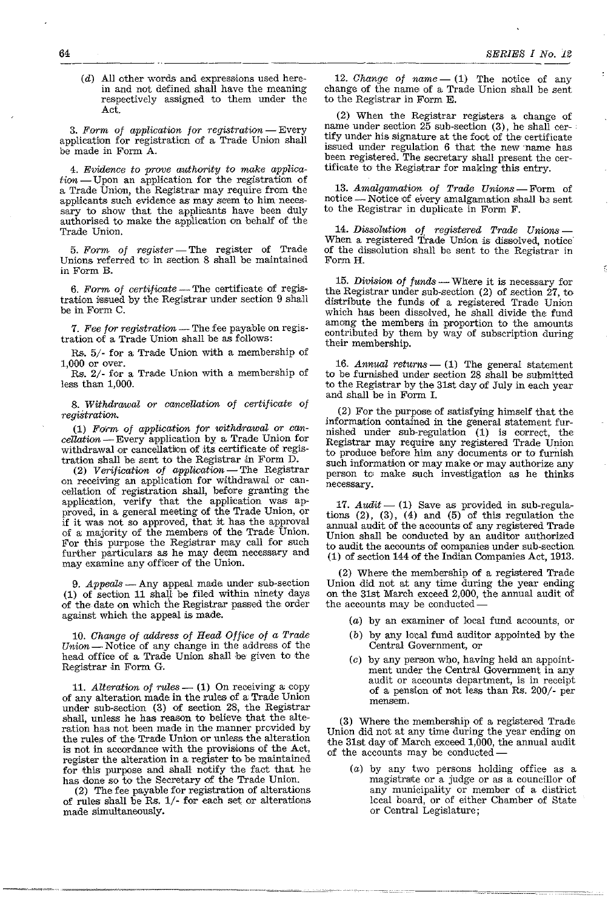(d) All other words and expressions used herein and not defined shall have the meaning respectively assigned to them under the Act.

3. *Form of application for registration* — Every application for registration of a Trade Union shall be made in Form A.

4. *Evidence to prove authority to make application* — Upon an application for the registration of a Trade Union, the Registrar may require from the applicants such evidence as may seem to him necessary to show that the applicants have been duly authorised to make the application on behalf of the Trade Union.

5. *Form of register* — The register of Trade Unions referred to in section 8 shall be maintained in Form B.

6. *Form of certificate* — The certificate of registration issued by the Registrar under section 9 shall be in Form C.

7. *Fee for registration* — The fee payable on registration of a Trade Union shall be as follows:

Rs. 5/- for a Trade Union with a membership of 1,000 or over.

Rs. 2/- for a Trade Union with a membership of less than 1,000.

8. *Withdrawal or cancellation of certificate of registration.*

(1) *Form of application for withdrawal or cancellation* — Every application by a Trade Union for withdrawal or cancellation of its certificate of registration shall be sent to the Registrar in Form D.

(2) *Verification of application* — The Registrar on receiving an application for withdrawal or cancellation of registration shall, before granting the application, verify that the application was approved, in a general meeting of the Trade Union, or if it was not so approved, that it has the approval of a majority of the members of the Trade Union. For this purpose the Registrar may call for such further particulars as he may deem necessary and may examine any officer of the Union.

9. *Appeals* — Any appeal made under sub-section (1) of section 11 shall be filed within ninety days of the date on which the Registrar passed the order against which the appeal is made.

10. *Change of address of Head Office of a Trade Union* — Notice of any change in the address of the head office of a Trade Union shall be given to the Registrar in Form G.

11. *Alteration of rules* — (1) On receiving a copy of any alteration made in the rules of a Trade Union under sub-section (3) of section 28, the Registrar shall, unless he has reason to believe that the alteration has not been made in the manner provided by the rules of the Trade Union or unless the alteration is not in accordance with the provisions of the Act, register the alteration in a register to be maintained for this purpose and shall notify the fact that he has done so to the Secretary of the Trade Union.

(2) The fee payable for registration of alterations of rules shall be Rs. 1/- for each set or alterations made simultaneously.

12. *Change of name* — (1) The notice of any change of the name of a Trade Union shall be sent to the Registrar in Form E.

(2) When the Registrar registers a change of name under section 25 sub-section (3), he shall certify under his signature at the foot of the certificate issued under regulation 6 that the new name has been registered. The secretary shall present the certificate to the Registrar for making this entry.

13. *Amalgamation of Trade Unions* — Form of notice — Notice of every amalgamation shall be sent to the Registrar in duplicate in Form F.

14. *Dissolution of registered Trade Unions* — When a registered Trade Union is dissolved, notice of the dissolution shall be sent to the Registrar in Form H.

15. *Division of funds* — Where it is necessary for the Registrar under sub-section (2) of section 27, to distribute the funds of a registered Trade Union which has been dissolved, he shall divide the fund among the members in proportion to the amounts contributed by them by way of subscription during their membership.

16. *Annual returns* — (1) The general statement to be furnished under section 28 shall be submitted to the Registrar by the 31st day of July in each year and shall be in Form I.

(2) For the purpose of satisfying himself that the information contained in the general statement furnished under sub-regulation (1) is correct, the Registrar may require any registered Trade Union to produce before him any documents or to furnish such information or may make or may authorize any person to make such investigation as he thinks necessary.

17. *Audit* — (1) Save as provided in sub-regulations (2), (3), (4) and (5) of this regulation the annual audit of the accounts of any registered Trade Union shall be conducted by an auditor authorized to audit the accounts of companies under sub-section (1) of section 144 of the Indian Companies Act, 1913.

(2) Where the membership of a registered Trade Union did not at any time during the year ending on the 31st March exceed 2,000, the annual audit of the accounts may be conducted —

(a) by an examiner of local fund accounts, or

(b) by any local fund auditor appointed by the Central Government, or

(c) by any person who, having held an appointment under the Central Government in any audit or accounts department, is in receipt of a pension of not less than Rs. 200/- per mensem.

(3) Where the membership of a registered Trade Union did not at any time during the year ending on the 31st day of March exceed 1,000, the annual audit of the accounts may be conducted —

(a) by any two persons holding office as a magistrate or a judge or as a councillor of any municipality or member of a district local board, or of either Chamber of State or Central Legislature;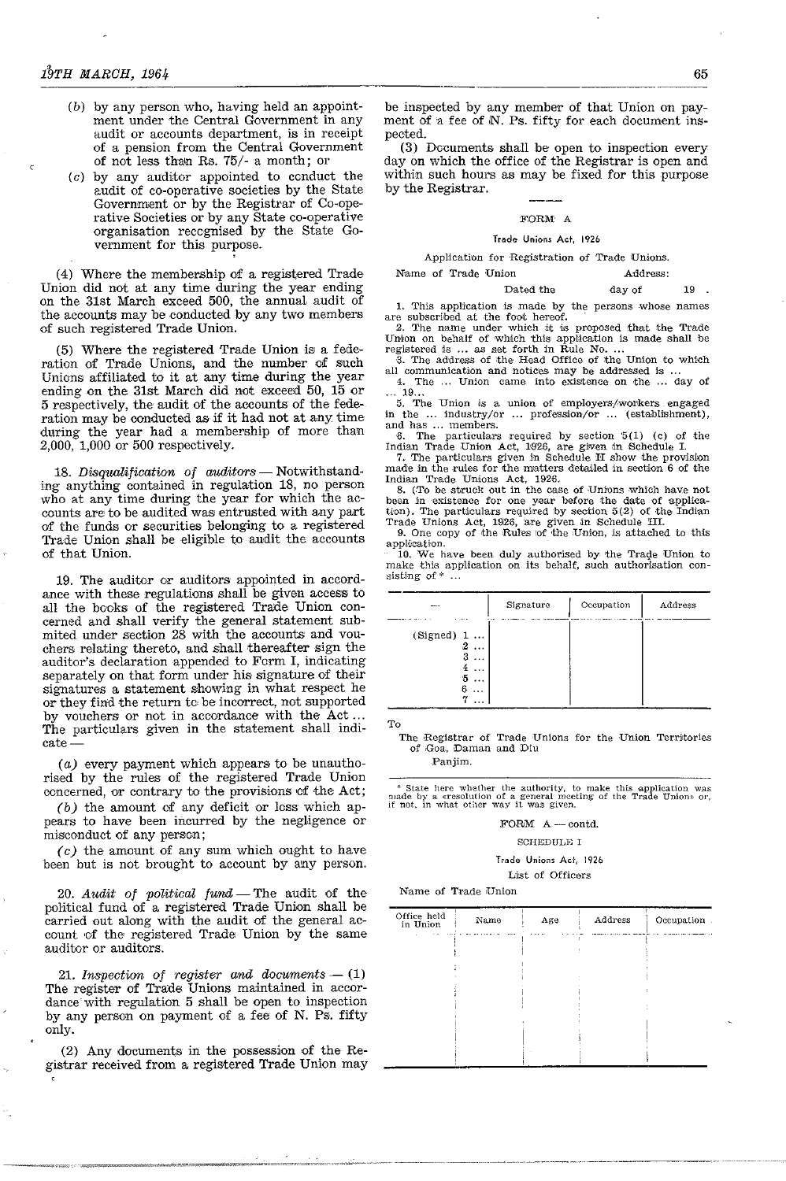(b) by any person who, having held an appointment under the Central Government in any audit or accounts department, is in receipt of a pension from the Central Government of not less than Rs. 75/- a month; or

(c) by any auditor appointed to conduct the audit of co-operative societies by the State Government or by the Registrar of Co-operative Societies or by any State co-operative organisation recognised by the State Government for this purpose.

(4) Where the membership of a registered Trade Union did not at any time during the year ending on the 31st March exceed 500, the annual audit of the accounts may be conducted by any two members of such registered Trade Union.

(5) Where the registered Trade Union is a federation of Trade Unions, and the number of such Unions affiliated to it at any time during the year ending on the 31st March did not exceed 50, 15 or 5 respectively, the audit of the accounts of the federation may be conducted as if it had not at any time during the year had a membership of more than 2,000, 1,000 or 500 respectively.

18. *Disqualification of auditors* — Notwithstanding anything contained in regulation 18, no person who at any time during the year for which the accounts are to be audited was entrusted with any part of the funds or securities belonging to a registered Trade Union shall be eligible to audit the accounts of that Union.

19. The auditor or auditors appointed in accordance with these regulations shall be given access to all the books of the registered Trade Union concerned and shall verify the general statement submited under section 28 with the accounts and vouchers relating thereto, and shall thereafter sign the auditor's declaration appended to Form I, indicating separately on that form under his signature of their signatures a statement showing in what respect he or they find the return to be incorrect, not supported by vouchers or not in accordance with the Act ... The particulars given in the statement shall indicate —

(a) every payment which appears to be unauthorised by the rules of the registered Trade Union concerned, or contrary to the provisions of the Act;

(b) the amount of any deficit or loss which appears to have been incurred by the negligence or misconduct of any person;

(c) the amount of any sum which ought to have been but is not brought to account by any person.

20. *Audit of political fund* — The audit of the political fund of a registered Trade Union shall be carried out along with the audit of the general account of the registered Trade Union by the same auditor or auditors.

21. *Inspection of register and documents* — (1) The register of Trade Unions maintained in accordance with regulation 5 shall be open to inspection by any person on payment of a fee of N. Ps. fifty only.

(2) Any documents in the possession of the Registrar received from a registered Trade Union may be inspected by any member of that Union on payment of a fee of N. Ps. fifty for each document inspected.

(3) Documents shall be open to inspection every day on which the office of the Registrar is open and within such hours as may be fixed for this purpose by the Registrar.

---

FORM A

Trade Unions Act, 1926

Application for Registration of Trade Unions.

Name of Trade Union Address:

Dated the day of 19 .

1. This application is made by the persons whose names are subscribed at the foot hereof.
2. The name under which it is proposed that the Trade Union on behalf of which this application is made shall be registered is ... as set forth in Rule No. ...
3. The address of the Head Office of the Union to which all communication and notices may be addressed is ...
4. The ... Union came into existence on the ... day of ... 19...
5. The Union is a union of employers/workers engaged in the ... industry/or ... profession/or ... (establishment), and has ... members.
6. The particulars required by section 5(1) (c) of the Indian Trade Union Act, 1926, are given in Schedule I.
7. The particulars given in Schedule II show the provision made in the rules for the matters detailed in section 6 of the Indian Trade Unions Act, 1926.
8. (To be struck out in the case of Unions which have not been in existence for one year before the date of application). The particulars required by section 5(2) of the Indian Trade Unions Act, 1926, are given in Schedule III.
9. One copy of the Rules of the Union, is attached to this application.
10. We have been duly authorised by the Trade Union to make this application on its behalf, such authorisation consisting of * ...

| — | Signature | Occupation | Address |
|---|---|---|---|
| (Signed) 1 ... | | | |
| 2 ... | | | |
| 3 ... | | | |
| 4 ... | | | |
| 5 ... | | | |
| 6 ... | | | |
| 7 ... | | | |

To

The Registrar of Trade Unions for the Union Territories of Goa, Daman and Diu
Panjim.

\* State here whether the authority, to make this application was made by a resolution of a general meeting of the Trade Unions or, if not, in what other way it was given.

FORM A — contd.

SCHEDULE I

Trade Unions Act, 1926

List of Officers

Name of Trade Union

| Office held in Union | Name | Age | Address | Occupation |
|---|---|---|---|---|
| | | | | |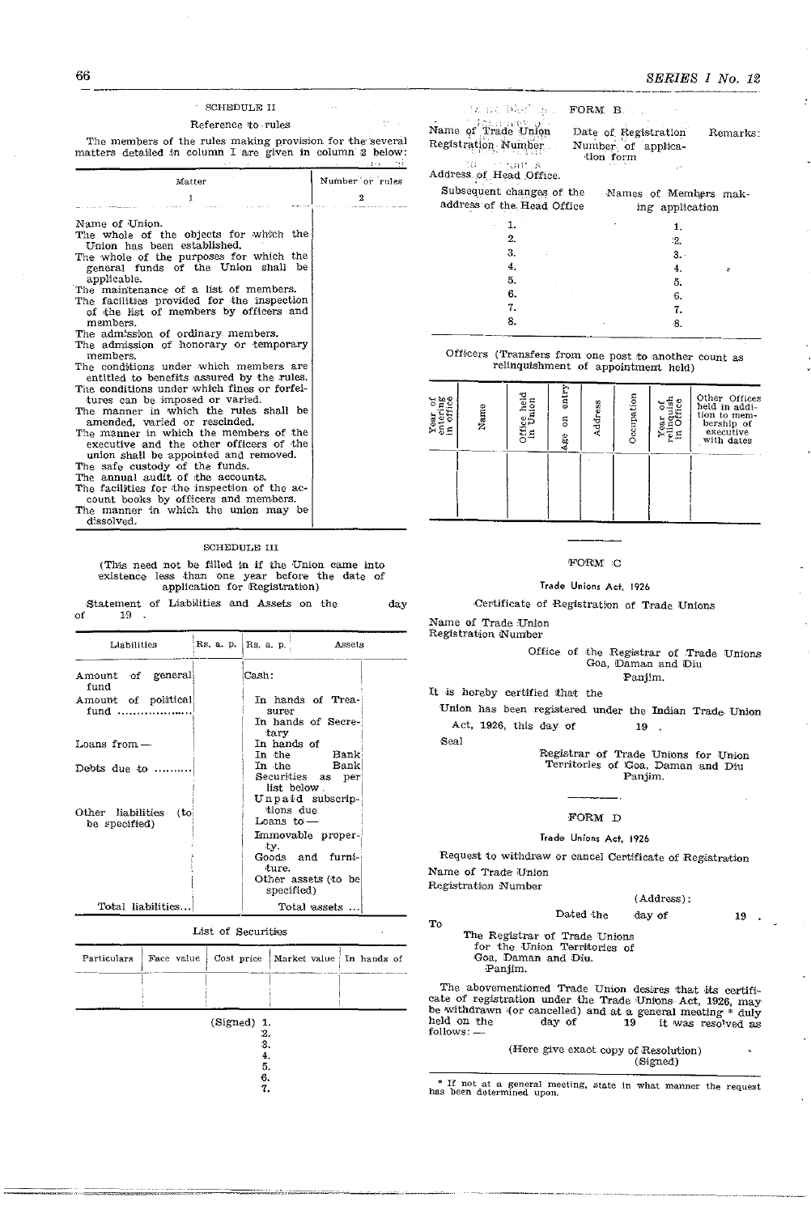## SCHEDULE II

Reference to rules

The members of the rules making provision for the several matters detailed in column I are given in column 2 below:

| Matter | Number or rules |
|---|---|
| 1 | 2 |
| Name of Union. | |
| The whole of the objects for which the Union has been established. | |
| The whole of the purposes for which the general funds of the Union shall be applicable. | |
| The maintenance of a list of members. | |
| The facilities provided for the inspection of the list of members by officers and members. | |
| The admission of ordinary members. | |
| The admission of honorary or temporary members. | |
| The conditions under which members are entitled to benefits assured by the rules. | |
| The conditions under which fines or forfeitures can be imposed or varied. | |
| The manner in which the rules shall be amended, varied or rescinded. | |
| The manner in which the members of the executive and the other officers of the union shall be appointed and removed. | |
| The safe custody of the funds. | |
| The annual audit of the accounts. | |
| The facilities for the inspection of the account books by officers and members. | |
| The manner in which the union may be dissolved. | |

## SCHEDULE III

(This need not be filled in if the Union came into existence less than one year before the date of application for Registration)

Statement of Liabilities and Assets on the day of 19 .

| Liabilities | Rs. a. p. | Rs. a. p. | Assets |
|---|---|---|---|
| Amount of general fund | | | Cash: |
| Amount of political fund ................... | | | In hands of Treasurer |
| | | | In hands of Secretary |
| Loans from — | | | In hands of |
| | | | In the Bank |
| Debts due to .......... | | | In the Bank |
| | | | Securities as per list below. |
| | | | Unpaid subscriptions due |
| Other liabilities (to be specified) | | | Loans to — |
| | | | Immovable property. |
| | | | Goods and furniture. |
| | | | Other assets (to be specified) |
| Total liabilities... | | | Total assets ... |

List of Securities

| Particulars | Face value | Cost price | Market value | In hands of |
|---|---|---|---|---|
| | | | | |

(Signed) 1.
2.
3.
4.
5.
6.
7.

## FORM B

Name of Trade Union
Registration Number

Date of Registration
Number of application form

Remarks:

Address of Head Office.

| Subsequent changes of the address of the Head Office | Names of Members making application |
|---|---|
| 1. | 1. |
| 2. | 2. |
| 3. | 3. |
| 4. | 4. |
| 5. | 5. |
| 6. | 6. |
| 7. | 7. |
| 8. | 8. |

Officers (Transfers from one post to another count as relinquishment of appointment held)

| Year of entering in office | Name | Office held in Union | Age on entry | Address | Occupation | Year of relinquish in Office | Other Offices held in addition to membership of executive with dates |
|---|---|---|---|---|---|---|---|
| | | | | | | | |

## FORM C

Trade Unions Act, 1926

Certificate of Registration of Trade Unions

Name of Trade Union
Registration Number

Office of the Registrar of Trade Unions
Goa, Daman and Diu
Panjim.

It is hereby certified that the

Union has been registered under the Indian Trade Union Act, 1926, this day of 19 .

Seal

Registrar of Trade Unions for Union Territories of Goa, Daman and Diu
Panjim.

## FORM D

Trade Unions Act, 1926

Request to withdraw or cancel Certificate of Registration

Name of Trade Union
Registration Number

(Address):

Dated the day of 19 .

To

The Registrar of Trade Unions
for the Union Territories of
Goa, Daman and Diu.
Panjim.

The abovementioned Trade Union desires that its certificate of registration under the Trade Unions Act, 1926, may be withdrawn (or cancelled) and at a general meeting * duly held on the day of 19 it was resolved as follows: —

(Here give exact copy of Resolution)
(Signed)

\* If not at a general meeting, state in what manner the request has been determined upon.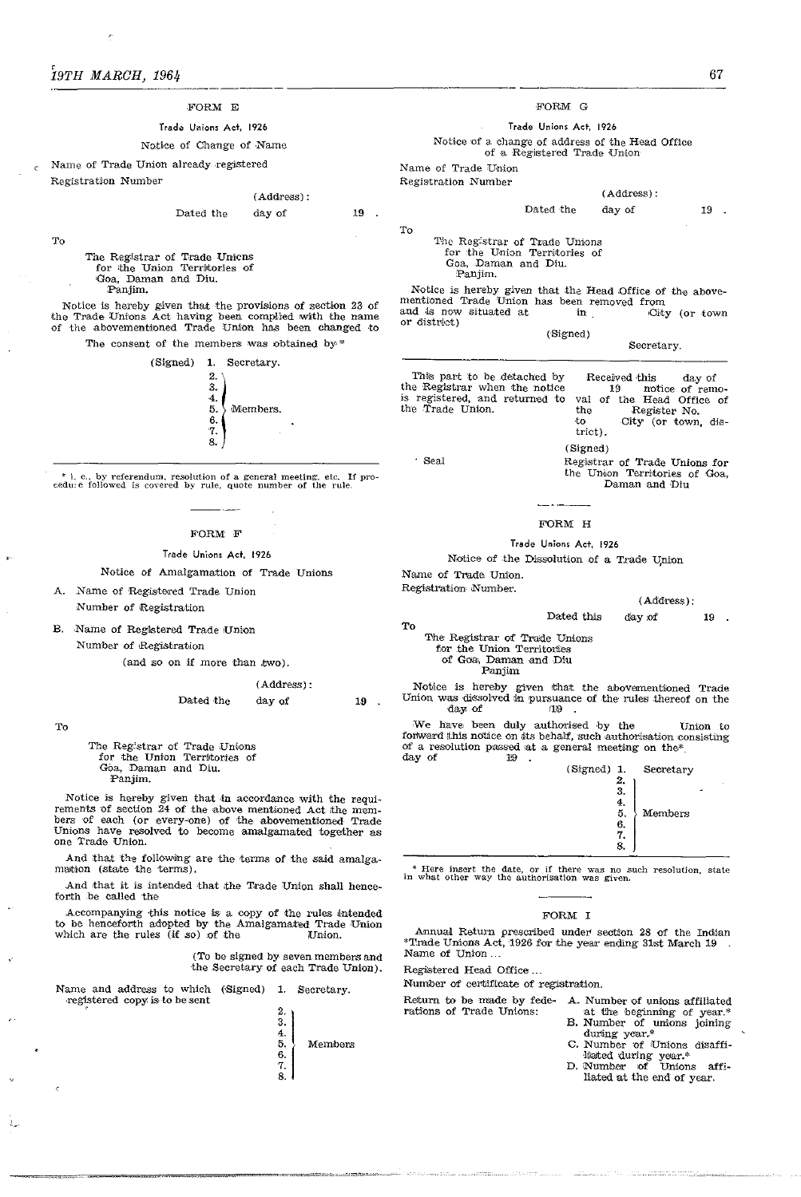FORM E

Trade Unions Act, 1926

Notice of Change of Name

Name of Trade Union already registered

Registration Number

(Address):

Dated the day of 19 .

To

The Registrar of Trade Unions
for the Union Territories of
Goa, Daman and Diu.
Panjim.

Notice is hereby given that the provisions of section 23 of the Trade Unions Act having been complied with the name of the abovementioned Trade Union has been changed to

The consent of the members was obtained by*

(Signed) 1. Secretary.
2.
3.
4.
5. Members.
6.
7.
8.

\* i. e., by referendum, resolution of a general meeting, etc. If procedure followed is covered by rule, quote number of the rule.

FORM F

Trade Unions Act, 1926

Notice of Amalgamation of Trade Unions

A. Name of Registered Trade Union
Number of Registration

B. Name of Registered Trade Union
Number of Registration
(and so on if more than two).

(Address):

Dated the day of 19 .

To

The Registrar of Trade Unions
for the Union Territories of
Goa, Daman and Diu.
Panjim.

Notice is hereby given that in accordance with the requirements of section 24 of the above mentioned Act the members of each (or every-one) of the abovementioned Trade Unions have resolved to become amalgamated together as one Trade Union.

And that the following are the terms of the said amalgamation (state the terms).

And that it is intended that the Trade Union shall henceforth be called the

Accompanying this notice is a copy of the rules intended to be henceforth adopted by the Amalgamated Trade Union which are the rules (if so) of the Union.

(To be signed by seven members and the Secretary of each Trade Union).

Name and address to which registered copy is to be sent

(Signed) 1. Secretary.
2.
3.
4.
5. Members
6.
7.
8.

FORM G

Trade Unions Act, 1926

Notice of a change of address of the Head Office of a Registered Trade Union

Name of Trade Union

Registration Number

(Address):

Dated the day of 19 .

To

The Registrar of Trade Unions
for the Union Territories of
Goa, Daman and Diu.
Panjim.

Notice is hereby given that the Head Office of the abovementioned Trade Union has been removed from and is now situated at in City (or town or district)

(Signed)
Secretary.

This part to be detached by the Registrar when the notice is registered, and returned to the Trade Union.

Received this day of 19 notice of removal of the Head Office of the Register No. to City (or town, district).

(Signed)

Seal

Registrar of Trade Unions for the Union Territories of Goa, Daman and Diu

FORM H

Trade Unions Act, 1926

Notice of the Dissolution of a Trade Union

Name of Trade Union.

Registration Number.

(Address):

Dated this day of 19 .

To

The Registrar of Trade Unions
for the Union Territories
of Goa, Daman and Diu
Panjim

Notice is hereby given that the abovementioned Trade Union was dissolved in pursuance of the rules thereof on the day of 19 .

We have been duly authorised by the Union to forward this notice on its behalf, such authorisation consisting of a resolution passed at a general meeting on the* day of 19 .

(Signed) 1. Secretary
2.
3.
4.
5. Members
6.
7.
8.

\* Here insert the date, or if there was no such resolution, state in what other way the authorisation was given.

FORM I

Annual Return prescribed under section 28 of the Indian *Trade Unions Act, 1926 for the year ending 31st March 19 .

Name of Union ...

Registered Head Office ...

Number of certificate of registration.

Return to be made by federations of Trade Unions:

A. Number of unions affiliated at the beginning of year.*
B. Number of unions joining during year.*
C. Number of Unions disaffiliated during year.*
D. Number of Unions affiliated at the end of year.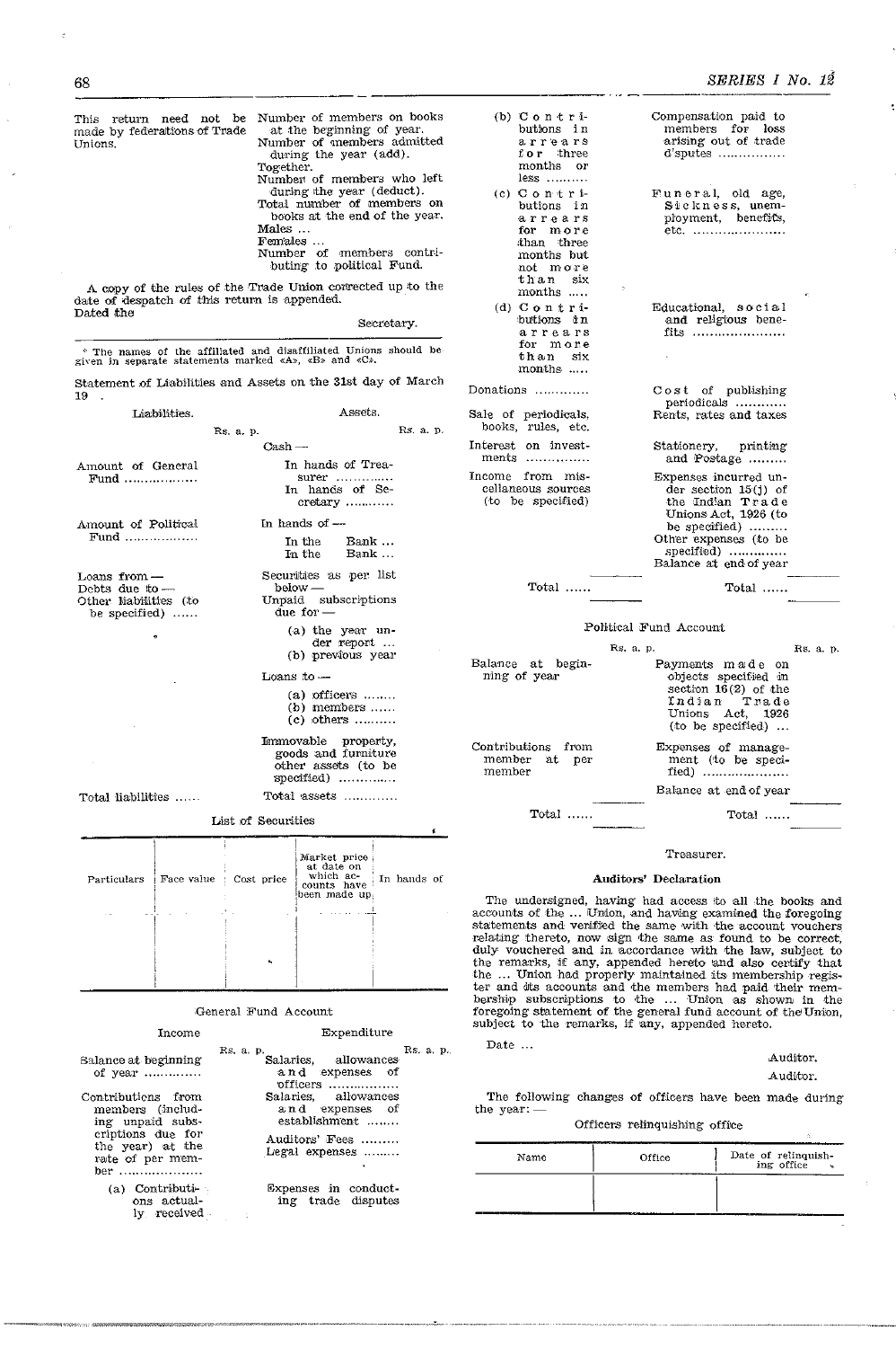This return need not be made by federations of Trade Unions.

Number of members on books at the beginning of year.
Number of members admitted during the year (add).
Together.
Number of members who left during the year (deduct).
Total number of members on books at the end of the year.
Males ...
Females ...
Number of members contributing to political Fund.

A copy of the rules of the Trade Union corrected up to the date of despatch of this return is appended.

Dated the

Secretary.

* The names of the affiliated and disaffiliated Unions should be given in separate statements marked «A», «B» and «C».

Statement of Liabilities and Assets on the 31st day of March 19 .

| Liabilities. | Rs. a. p. | Assets. | Rs. a. p. |
|---|---|---|---|
| | | Cash — | |
| Amount of General Fund .................. | | In hands of Treasurer .............. | |
| | | In hands of Secretary ............ | |
| Amount of Political Fund .................. | | In hands of — | |
| | | In the Bank ... | |
| | | In the Bank ... | |
| Loans from — | | Securities as per list below — | |
| Debts due to — | | Unpaid subscriptions due for — | |
| Other liabilities (to be specified) ...... | | (a) the year under report ... | |
| | | (b) previous year | |
| | | Loans to — | |
| | | (a) officers ........ | |
| | | (b) members ...... | |
| | | (c) others .......... | |
| | | Immovable property, goods and furniture other assets (to be specified) .............. | |
| Total liabilities ...... | | Total assets ............ | |

List of Securities

| Particulars | Face value | Cost price | Market price at date on which accounts have been made up | In hands of |
|---|---|---|---|---|
| | | | | |

General Fund Account

| Income | Rs. a. p. | Expenditure | Rs. a. p. |
|---|---|---|---|
| Balance at beginning of year ............. | | Salaries, allowances and expenses of officers ................. | |
| Contributions from members (including unpaid subscriptions due for the year) at the rate of per member .................... | | Salaries, allowances and expenses of establishment ........ | |
| | | Auditors' Fees ......... | |
| | | Legal expenses ......... | |
| (a) Contributions actually received | | Expenses in conducting trade disputes | |
| (b) Contributions in arrears for three months or less .......... | | Compensation paid to members for loss arising out of trade disputes ................ | |
| (c) Contributions in arrears for more than three months but not more than six months ..... | | Funeral, old age, Sickness, unemployment, benefits, etc. ...................... | |
| (d) Contributions in arrears for more than six months ..... | | Educational, social and religious benefits ...................... | |
| Donations ............. | | Cost of publishing periodicals ............ | |
| Sale of periodicals, books, rules, etc. | | Rents, rates and taxes | |
| Interest on investments ............... | | Stationery, printing and Postage ......... | |
| Income from miscellaneous sources (to be specified) | | Expenses incurred under section 15(j) of the Indian Trade Unions Act, 1926 (to be specified) ......... | |
| | | Other expenses (to be specified) .............. | |
| | | Balance at end of year | |
| Total ...... | | Total ...... | |

Political Fund Account

| | Rs. a. p. | | Rs. a. p. |
|---|---|---|---|
| Balance at beginning of year | | Payments made on objects specified in section 16(2) of the Indian Trade Unions Act, 1926 (to be specified) ... | |
| Contributions from member at per member | | Expenses of management (to be specified) ..................... | |
| | | Balance at end of year | |
| Total ...... | | Total ...... | |

Treasurer.

### Auditors' Declaration

The undersigned, having had access to all the books and accounts of the ... Union, and having examined the foregoing statements and verified the same with the account vouchers relating thereto, now sign the same as found to be correct, duly vouchered and in accordance with the law, subject to the remarks, if any, appended hereto and also certify that the ... Union had properly maintained its membership register and its accounts and the members had paid their membership subscriptions to the ... Union as shown in the foregoing statement of the general fund account of the Union, subject to the remarks, if any, appended hereto.

Date ...

Auditor.

Auditor.

The following changes of officers have been made during the year: —

Officers relinquishing office

| Name | Office | Date of relinquishing office |
|---|---|---|
| | | |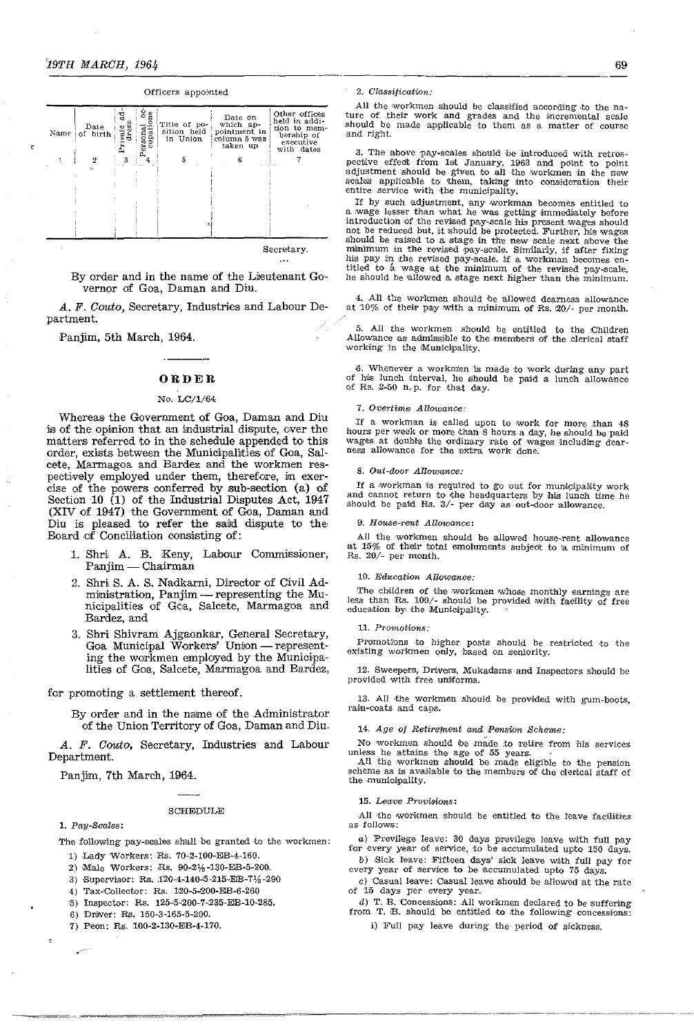Officers appointed

| Name | Date of birth | Private address | Personal occupations | Title of position held in Union | Date on which appointment in column 5 was taken up | Other offices held in addition to membership of executive with dates |
|---|---|---|---|---|---|---|
| 1 | 2 | 3 | 4 | 5 | 6 | 7 |
| | | | | | | |

Secretary.

...

By order and in the name of the Lieutenant Governor of Goa, Daman and Diu.

*A. F. Couto*, Secretary, Industries and Labour Department.

Panjim, 5th March, 1964.

---

## ORDER

No. LC/1/64

Whereas the Government of Goa, Daman and Diu is of the opinion that an industrial dispute, over the matters referred to in the schedule appended to this order, exists between the Municipalities of Goa, Salcete, Marmagoa and Bardez and the workmen respectively employed under them, therefore, in exercise of the powers conferred by sub-section (a) of Section 10 (1) of the Industrial Disputes Act, 1947 (XIV of 1947) the Government of Goa, Daman and Diu is pleased to refer the said dispute to the Board of Conciliation consisting of:

1. Shri A. B. Keny, Labour Commissioner, Panjim — Chairman
2. Shri S. A. S. Nadkarni, Director of Civil Administration, Panjim — representing the Municipalities of Goa, Salcete, Marmagoa and Bardez, and
3. Shri Shivram Ajgaonkar, General Secretary, Goa Municipal Workers' Union — representing the workmen employed by the Municipalities of Goa, Salcete, Marmagoa and Bardez,

for promoting a settlement thereof.

By order and in the name of the Administrator of the Union Territory of Goa, Daman and Diu.

*A. F. Couto*, Secretary, Industries and Labour Department.

Panjim, 7th March, 1964.

---

### SCHEDULE

1. *Pay-Scales*:

The following pay-scales shall be granted to the workmen:

1) Lady Workers: Rs. 70-2-100-EB-4-160.
2) Male Workers: Rs. 90-2½-130-EB-5-200.
3) Supervisor: Rs. 120-4-140-5-215-EB-7½-290
4) Tax-Collector: Rs. 120-5-200-EB-6-260
5) Inspector: Rs. 125-5-200-7-235-EB-10-285.
6) Driver: Rs. 150-3-165-5-200.
7) Peon: Rs. 100-2-130-EB-4-170.

2. *Classification:*

All the workmen should be classified according to the nature of their work and grades and the incremental scale should be made applicable to them as a matter of course and right.

3. The above pay-scales should be introduced with retrospective effect from 1st January, 1963 and point to point adjustment should be given to all the workmen in the new scales applicable to them, taking into consideration their entire service with the municipality.

If by such adjustment, any workman becomes entitled to a wage lesser than what he was getting immediately before introduction of the revised pay-scale his present wages should not be reduced but, it should be protected. Further, his wages should be raised to a stage in the new scale next above the minimum in the revised pay-scale. Similarly, if after fixing his pay in the revised pay-scale, if a workman becomes entitled to a wage at the minimum of the revised pay-scale, he should be allowed a stage next higher than the minimum.

4. All the workmen should be allowed dearness allowance at 10% of their pay with a minimum of Rs. 20/- per month.

5. All the workmen should be entitled to the Children Allowance as admissible to the members of the clerical staff working in the Municipality.

6. Whenever a workmen is made to work during any part of his lunch interval, he should be paid a lunch allowance of Rs. 2-50 n. p. for that day.

7. *Overtime Allowance:*

If a workman is called upon to work for more than 48 hours per week or more than 8 hours a day, he should be paid wages at double the ordinary rate of wages including dearness allowance for the extra work done.

8. *Out-door Allowance:*

If a workman is required to go out for municipality work and cannot return to the headquarters by his lunch time he should be paid Rs. 3/- per day as out-door allowance.

9. *House-rent Allowance*:

All the workmen should be allowed house-rent allowance at 15% of their total emoluments subject to a minimum of Rs. 20/- per month.

10. *Education Allowance:*

The children of the workmen whose monthly earnings are less than Rs. 100/- should be provided with facility of free education by the Municipality.

11. *Promotions:*

Promotions to higher posts should be restricted to the existing workmen only, based on seniority.

12. Sweepers, Drivers, Mukadams and Inspectors should be provided with free uniforms.

13. All the workmen should be provided with gum-boots, rain-coats and caps.

14. *Age of Retirement and Pension Scheme:*

No workmen should be made to retire from his services unless he attains the age of 55 years.

All the workmen should be made eligible to the pension scheme as is available to the members of the clerical staff of the municipality.

15. *Leave Provisions*:

All the workmen should be entitled to the leave facilities as follows:

a) Previlege leave: 30 days previlege leave with full pay for every year of service, to be accumulated upto 150 days.

b) Sick leave: Fifteen days' sick leave with full pay for every year of service to be accumulated upto 75 days.

c) Casual leave: Casual leave should be allowed at the rate of 15 days per every year.

d) T. B. Concessions: All workmen declared to be suffering from T. B. should be entitled to the following concessions:

i) Full pay leave during the period of sickness.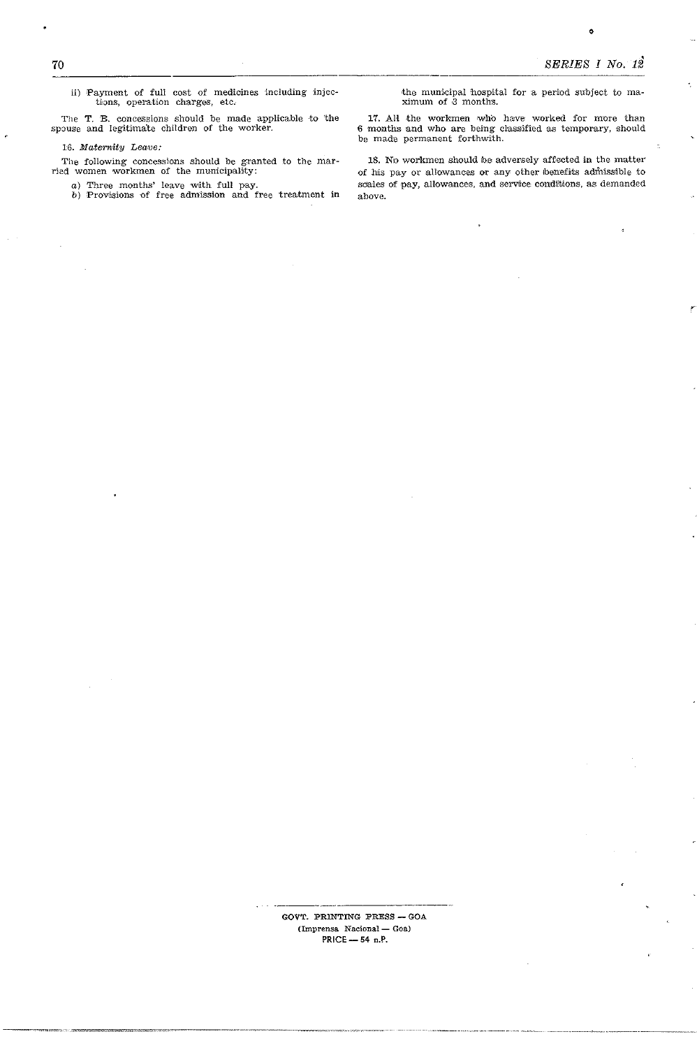ii) Payment of full cost of medicines including injections, operation charges, etc.

The T. B. concessions should be made applicable to the spouse and legitimate children of the worker.

16. *Maternity Leave:*

The following concessions should be granted to the married women workmen of the municipality:

a) Three months' leave with full pay.
b) Provisions of free admission and free treatment in the municipal hospital for a period subject to maximum of 3 months.

17. All the workmen who have worked for more than 6 months and who are being classified as temporary, should be made permanent forthwith.

18. No workmen should be adversely affected in the matter of his pay or allowances or any other benefits admissible to scales of pay, allowances, and service conditions, as demanded above.

GOVT. PRINTING PRESS — GOA
(Imprensa Nacional — Goa)
PRICE — 54 n.P.